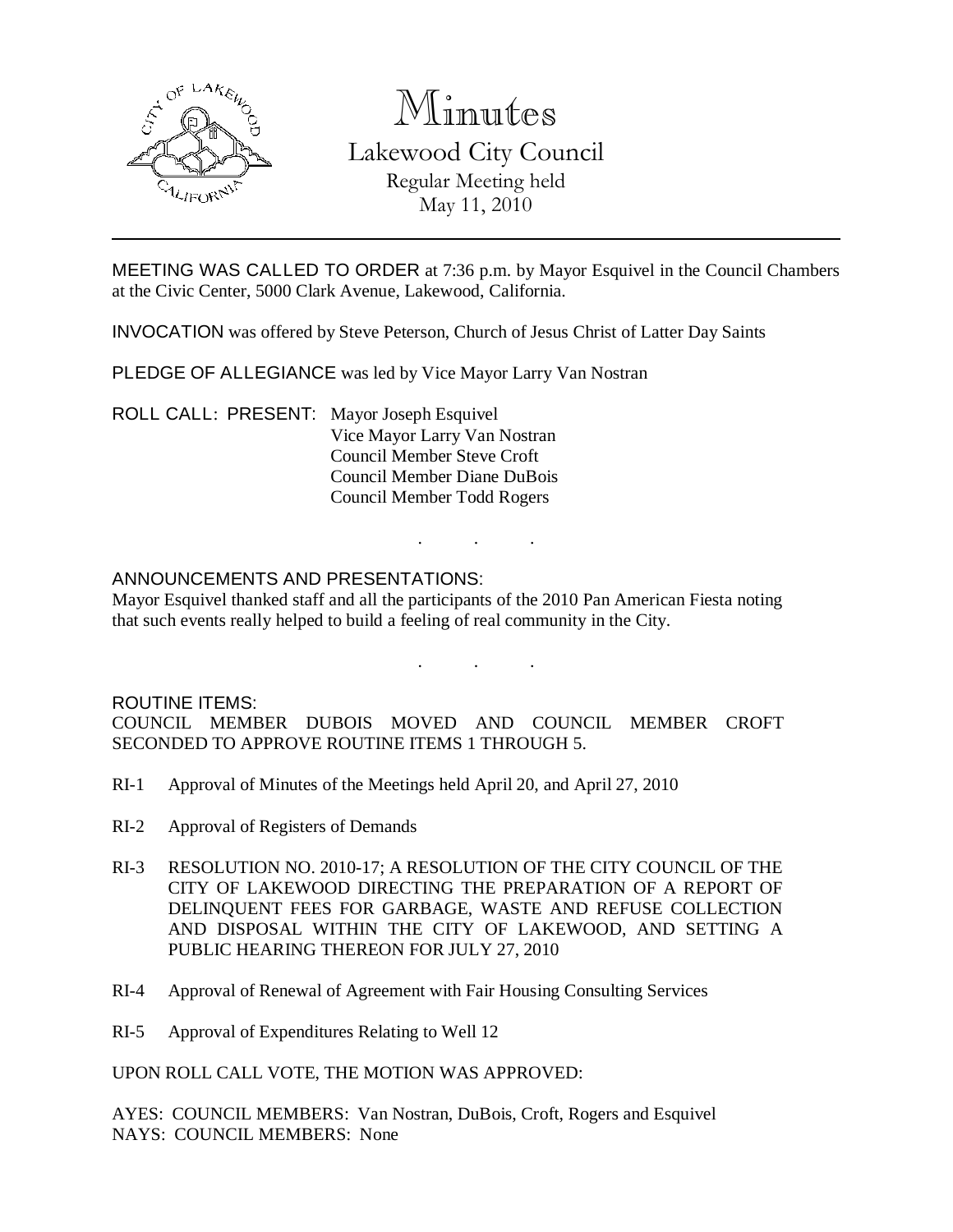# Minutes

## Lakewood City Council

Regular Meeting held
May 11, 2010

MEETING WAS CALLED TO ORDER at 7:36 p.m. by Mayor Esquivel in the Council Chambers at the Civic Center, 5000 Clark Avenue, Lakewood, California.

INVOCATION was offered by Steve Peterson, Church of Jesus Christ of Latter Day Saints

PLEDGE OF ALLEGIANCE was led by Vice Mayor Larry Van Nostran

ROLL CALL: PRESENT:
- Mayor Joseph Esquivel
- Vice Mayor Larry Van Nostran
- Council Member Steve Croft
- Council Member Diane DuBois
- Council Member Todd Rogers

. . .

ANNOUNCEMENTS AND PRESENTATIONS:

Mayor Esquivel thanked staff and all the participants of the 2010 Pan American Fiesta noting that such events really helped to build a feeling of real community in the City.

. . .

ROUTINE ITEMS:

COUNCIL MEMBER DUBOIS MOVED AND COUNCIL MEMBER CROFT SECONDED TO APPROVE ROUTINE ITEMS 1 THROUGH 5.

RI-1 Approval of Minutes of the Meetings held April 20, and April 27, 2010

RI-2 Approval of Registers of Demands

RI-3 RESOLUTION NO. 2010-17; A RESOLUTION OF THE CITY COUNCIL OF THE CITY OF LAKEWOOD DIRECTING THE PREPARATION OF A REPORT OF DELINQUENT FEES FOR GARBAGE, WASTE AND REFUSE COLLECTION AND DISPOSAL WITHIN THE CITY OF LAKEWOOD, AND SETTING A PUBLIC HEARING THEREON FOR JULY 27, 2010

RI-4 Approval of Renewal of Agreement with Fair Housing Consulting Services

RI-5 Approval of Expenditures Relating to Well 12

UPON ROLL CALL VOTE, THE MOTION WAS APPROVED:

AYES: COUNCIL MEMBERS: Van Nostran, DuBois, Croft, Rogers and Esquivel
NAYS: COUNCIL MEMBERS: None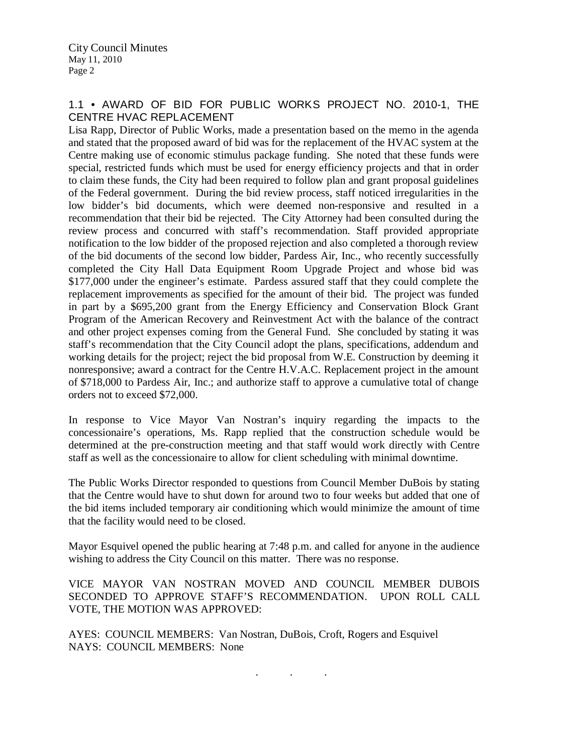## 1.1 • AWARD OF BID FOR PUBLIC WORKS PROJECT NO. 2010-1, THE CENTRE HVAC REPLACEMENT

Lisa Rapp, Director of Public Works, made a presentation based on the memo in the agenda and stated that the proposed award of bid was for the replacement of the HVAC system at the Centre making use of economic stimulus package funding. She noted that these funds were special, restricted funds which must be used for energy efficiency projects and that in order to claim these funds, the City had been required to follow plan and grant proposal guidelines of the Federal government. During the bid review process, staff noticed irregularities in the low bidder's bid documents, which were deemed non-responsive and resulted in a recommendation that their bid be rejected. The City Attorney had been consulted during the review process and concurred with staff's recommendation. Staff provided appropriate notification to the low bidder of the proposed rejection and also completed a thorough review of the bid documents of the second low bidder, Pardess Air, Inc., who recently successfully completed the City Hall Data Equipment Room Upgrade Project and whose bid was $177,000 under the engineer's estimate. Pardess assured staff that they could complete the replacement improvements as specified for the amount of their bid. The project was funded in part by a $695,200 grant from the Energy Efficiency and Conservation Block Grant Program of the American Recovery and Reinvestment Act with the balance of the contract and other project expenses coming from the General Fund. She concluded by stating it was staff's recommendation that the City Council adopt the plans, specifications, addendum and working details for the project; reject the bid proposal from W.E. Construction by deeming it nonresponsive; award a contract for the Centre H.V.A.C. Replacement project in the amount of $718,000 to Pardess Air, Inc.; and authorize staff to approve a cumulative total of change orders not to exceed $72,000.

In response to Vice Mayor Van Nostran's inquiry regarding the impacts to the concessionaire's operations, Ms. Rapp replied that the construction schedule would be determined at the pre-construction meeting and that staff would work directly with Centre staff as well as the concessionaire to allow for client scheduling with minimal downtime.

The Public Works Director responded to questions from Council Member DuBois by stating that the Centre would have to shut down for around two to four weeks but added that one of the bid items included temporary air conditioning which would minimize the amount of time that the facility would need to be closed.

Mayor Esquivel opened the public hearing at 7:48 p.m. and called for anyone in the audience wishing to address the City Council on this matter. There was no response.

VICE MAYOR VAN NOSTRAN MOVED AND COUNCIL MEMBER DUBOIS SECONDED TO APPROVE STAFF'S RECOMMENDATION. UPON ROLL CALL VOTE, THE MOTION WAS APPROVED:

AYES: COUNCIL MEMBERS: Van Nostran, DuBois, Croft, Rogers and Esquivel
NAYS: COUNCIL MEMBERS: None

. . .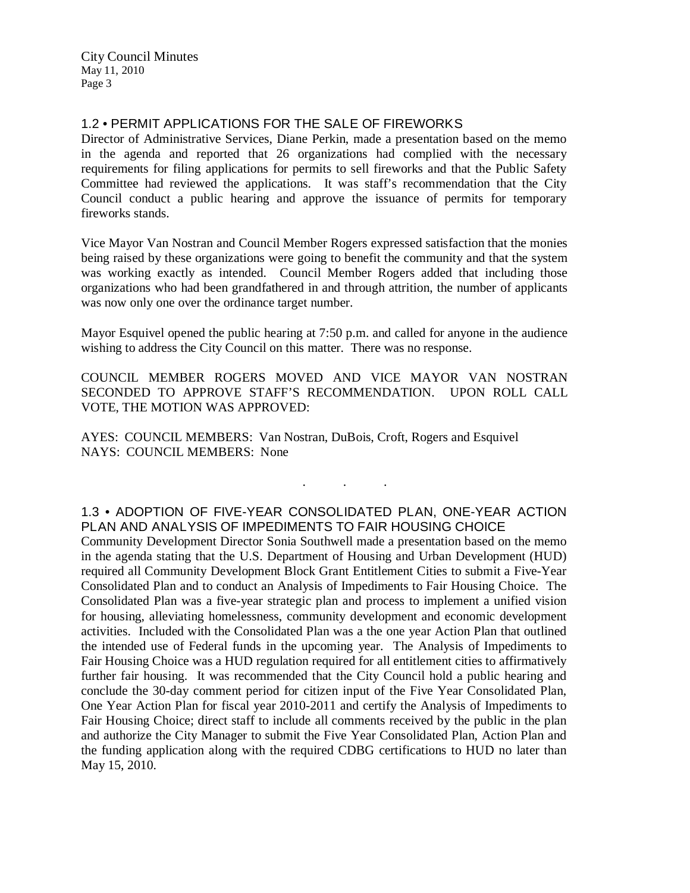## 1.2 • PERMIT APPLICATIONS FOR THE SALE OF FIREWORKS

Director of Administrative Services, Diane Perkin, made a presentation based on the memo in the agenda and reported that 26 organizations had complied with the necessary requirements for filing applications for permits to sell fireworks and that the Public Safety Committee had reviewed the applications. It was staff's recommendation that the City Council conduct a public hearing and approve the issuance of permits for temporary fireworks stands.

Vice Mayor Van Nostran and Council Member Rogers expressed satisfaction that the monies being raised by these organizations were going to benefit the community and that the system was working exactly as intended. Council Member Rogers added that including those organizations who had been grandfathered in and through attrition, the number of applicants was now only one over the ordinance target number.

Mayor Esquivel opened the public hearing at 7:50 p.m. and called for anyone in the audience wishing to address the City Council on this matter. There was no response.

COUNCIL MEMBER ROGERS MOVED AND VICE MAYOR VAN NOSTRAN SECONDED TO APPROVE STAFF'S RECOMMENDATION. UPON ROLL CALL VOTE, THE MOTION WAS APPROVED:

AYES: COUNCIL MEMBERS: Van Nostran, DuBois, Croft, Rogers and Esquivel
NAYS: COUNCIL MEMBERS: None

. . .

## 1.3 • ADOPTION OF FIVE-YEAR CONSOLIDATED PLAN, ONE-YEAR ACTION PLAN AND ANALYSIS OF IMPEDIMENTS TO FAIR HOUSING CHOICE

Community Development Director Sonia Southwell made a presentation based on the memo in the agenda stating that the U.S. Department of Housing and Urban Development (HUD) required all Community Development Block Grant Entitlement Cities to submit a Five-Year Consolidated Plan and to conduct an Analysis of Impediments to Fair Housing Choice. The Consolidated Plan was a five-year strategic plan and process to implement a unified vision for housing, alleviating homelessness, community development and economic development activities. Included with the Consolidated Plan was a the one year Action Plan that outlined the intended use of Federal funds in the upcoming year. The Analysis of Impediments to Fair Housing Choice was a HUD regulation required for all entitlement cities to affirmatively further fair housing. It was recommended that the City Council hold a public hearing and conclude the 30-day comment period for citizen input of the Five Year Consolidated Plan, One Year Action Plan for fiscal year 2010-2011 and certify the Analysis of Impediments to Fair Housing Choice; direct staff to include all comments received by the public in the plan and authorize the City Manager to submit the Five Year Consolidated Plan, Action Plan and the funding application along with the required CDBG certifications to HUD no later than May 15, 2010.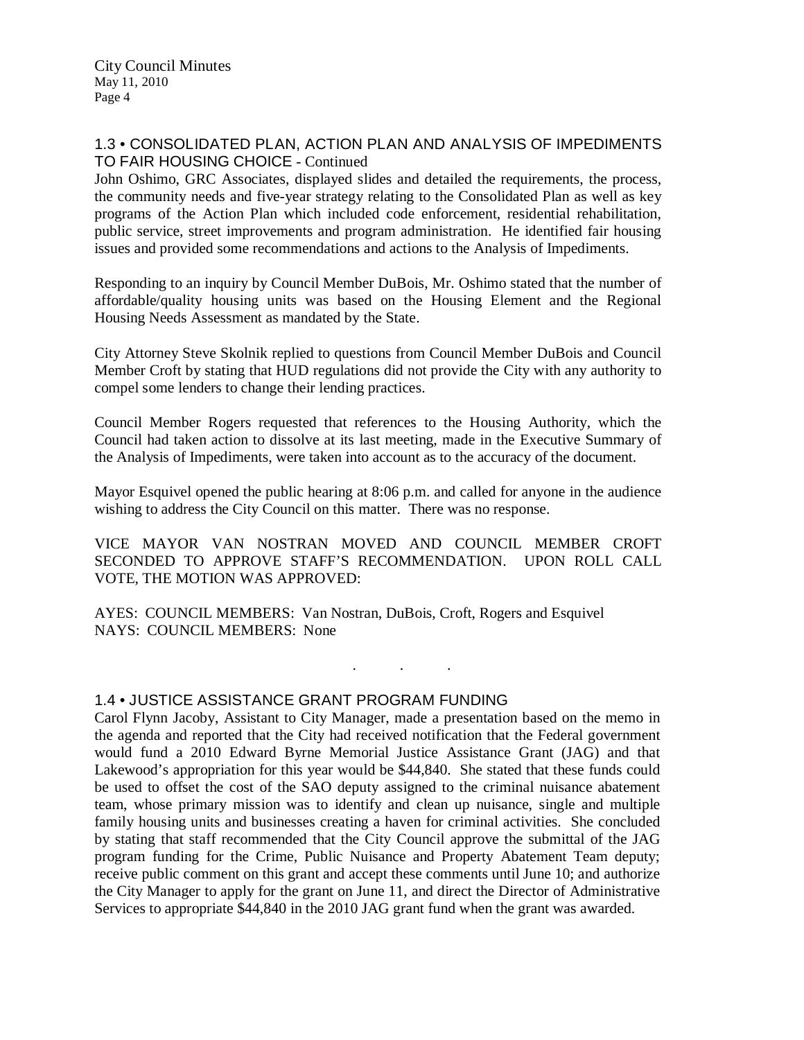## 1.3 • CONSOLIDATED PLAN, ACTION PLAN AND ANALYSIS OF IMPEDIMENTS TO FAIR HOUSING CHOICE - Continued

John Oshimo, GRC Associates, displayed slides and detailed the requirements, the process, the community needs and five-year strategy relating to the Consolidated Plan as well as key programs of the Action Plan which included code enforcement, residential rehabilitation, public service, street improvements and program administration. He identified fair housing issues and provided some recommendations and actions to the Analysis of Impediments.

Responding to an inquiry by Council Member DuBois, Mr. Oshimo stated that the number of affordable/quality housing units was based on the Housing Element and the Regional Housing Needs Assessment as mandated by the State.

City Attorney Steve Skolnik replied to questions from Council Member DuBois and Council Member Croft by stating that HUD regulations did not provide the City with any authority to compel some lenders to change their lending practices.

Council Member Rogers requested that references to the Housing Authority, which the Council had taken action to dissolve at its last meeting, made in the Executive Summary of the Analysis of Impediments, were taken into account as to the accuracy of the document.

Mayor Esquivel opened the public hearing at 8:06 p.m. and called for anyone in the audience wishing to address the City Council on this matter. There was no response.

VICE MAYOR VAN NOSTRAN MOVED AND COUNCIL MEMBER CROFT SECONDED TO APPROVE STAFF'S RECOMMENDATION. UPON ROLL CALL VOTE, THE MOTION WAS APPROVED:

AYES: COUNCIL MEMBERS: Van Nostran, DuBois, Croft, Rogers and Esquivel
NAYS: COUNCIL MEMBERS: None

. . .

## 1.4 • JUSTICE ASSISTANCE GRANT PROGRAM FUNDING

Carol Flynn Jacoby, Assistant to City Manager, made a presentation based on the memo in the agenda and reported that the City had received notification that the Federal government would fund a 2010 Edward Byrne Memorial Justice Assistance Grant (JAG) and that Lakewood's appropriation for this year would be $44,840. She stated that these funds could be used to offset the cost of the SAO deputy assigned to the criminal nuisance abatement team, whose primary mission was to identify and clean up nuisance, single and multiple family housing units and businesses creating a haven for criminal activities. She concluded by stating that staff recommended that the City Council approve the submittal of the JAG program funding for the Crime, Public Nuisance and Property Abatement Team deputy; receive public comment on this grant and accept these comments until June 10; and authorize the City Manager to apply for the grant on June 11, and direct the Director of Administrative Services to appropriate $44,840 in the 2010 JAG grant fund when the grant was awarded.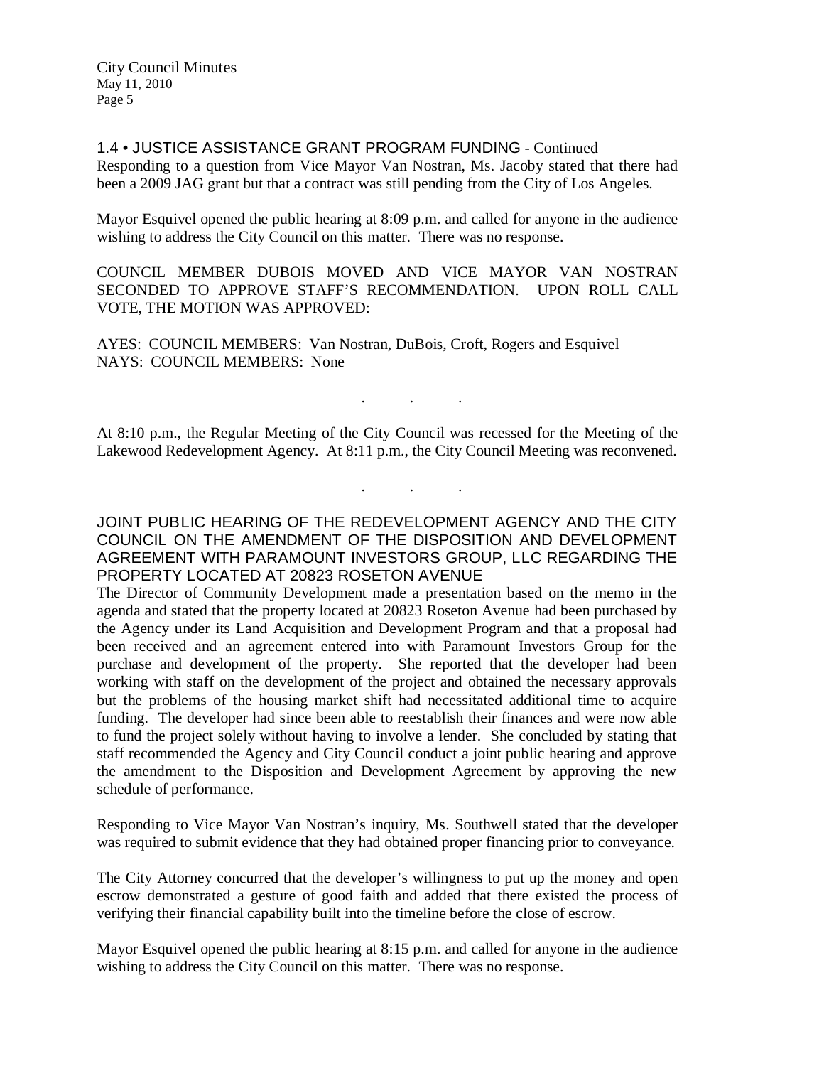1.4 • JUSTICE ASSISTANCE GRANT PROGRAM FUNDING - Continued
Responding to a question from Vice Mayor Van Nostran, Ms. Jacoby stated that there had been a 2009 JAG grant but that a contract was still pending from the City of Los Angeles.

Mayor Esquivel opened the public hearing at 8:09 p.m. and called for anyone in the audience wishing to address the City Council on this matter. There was no response.

COUNCIL MEMBER DUBOIS MOVED AND VICE MAYOR VAN NOSTRAN SECONDED TO APPROVE STAFF'S RECOMMENDATION. UPON ROLL CALL VOTE, THE MOTION WAS APPROVED:

AYES: COUNCIL MEMBERS: Van Nostran, DuBois, Croft, Rogers and Esquivel
NAYS: COUNCIL MEMBERS: None

. . .

At 8:10 p.m., the Regular Meeting of the City Council was recessed for the Meeting of the Lakewood Redevelopment Agency. At 8:11 p.m., the City Council Meeting was reconvened.

. . .

JOINT PUBLIC HEARING OF THE REDEVELOPMENT AGENCY AND THE CITY COUNCIL ON THE AMENDMENT OF THE DISPOSITION AND DEVELOPMENT AGREEMENT WITH PARAMOUNT INVESTORS GROUP, LLC REGARDING THE PROPERTY LOCATED AT 20823 ROSETON AVENUE
The Director of Community Development made a presentation based on the memo in the agenda and stated that the property located at 20823 Roseton Avenue had been purchased by the Agency under its Land Acquisition and Development Program and that a proposal had been received and an agreement entered into with Paramount Investors Group for the purchase and development of the property. She reported that the developer had been working with staff on the development of the project and obtained the necessary approvals but the problems of the housing market shift had necessitated additional time to acquire funding. The developer had since been able to reestablish their finances and were now able to fund the project solely without having to involve a lender. She concluded by stating that staff recommended the Agency and City Council conduct a joint public hearing and approve the amendment to the Disposition and Development Agreement by approving the new schedule of performance.

Responding to Vice Mayor Van Nostran's inquiry, Ms. Southwell stated that the developer was required to submit evidence that they had obtained proper financing prior to conveyance.

The City Attorney concurred that the developer's willingness to put up the money and open escrow demonstrated a gesture of good faith and added that there existed the process of verifying their financial capability built into the timeline before the close of escrow.

Mayor Esquivel opened the public hearing at 8:15 p.m. and called for anyone in the audience wishing to address the City Council on this matter. There was no response.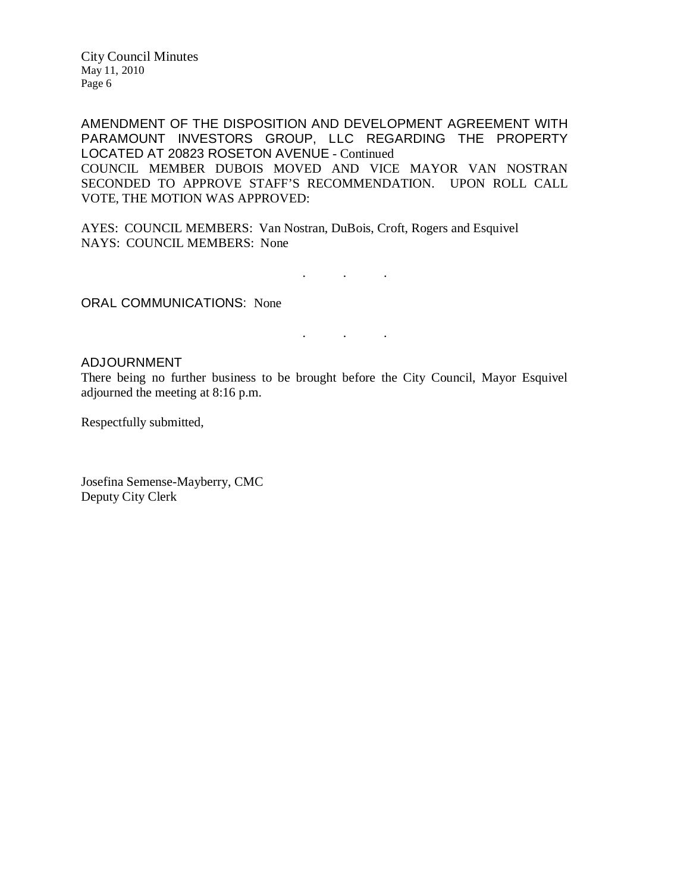AMENDMENT OF THE DISPOSITION AND DEVELOPMENT AGREEMENT WITH PARAMOUNT INVESTORS GROUP, LLC REGARDING THE PROPERTY LOCATED AT 20823 ROSETON AVENUE - Continued

COUNCIL MEMBER DUBOIS MOVED AND VICE MAYOR VAN NOSTRAN SECONDED TO APPROVE STAFF'S RECOMMENDATION. UPON ROLL CALL VOTE, THE MOTION WAS APPROVED:

AYES: COUNCIL MEMBERS: Van Nostran, DuBois, Croft, Rogers and Esquivel
NAYS: COUNCIL MEMBERS: None

. . .

ORAL COMMUNICATIONS: None

. . .

ADJOURNMENT

There being no further business to be brought before the City Council, Mayor Esquivel adjourned the meeting at 8:16 p.m.

Respectfully submitted,

Josefina Semense-Mayberry, CMC
Deputy City Clerk